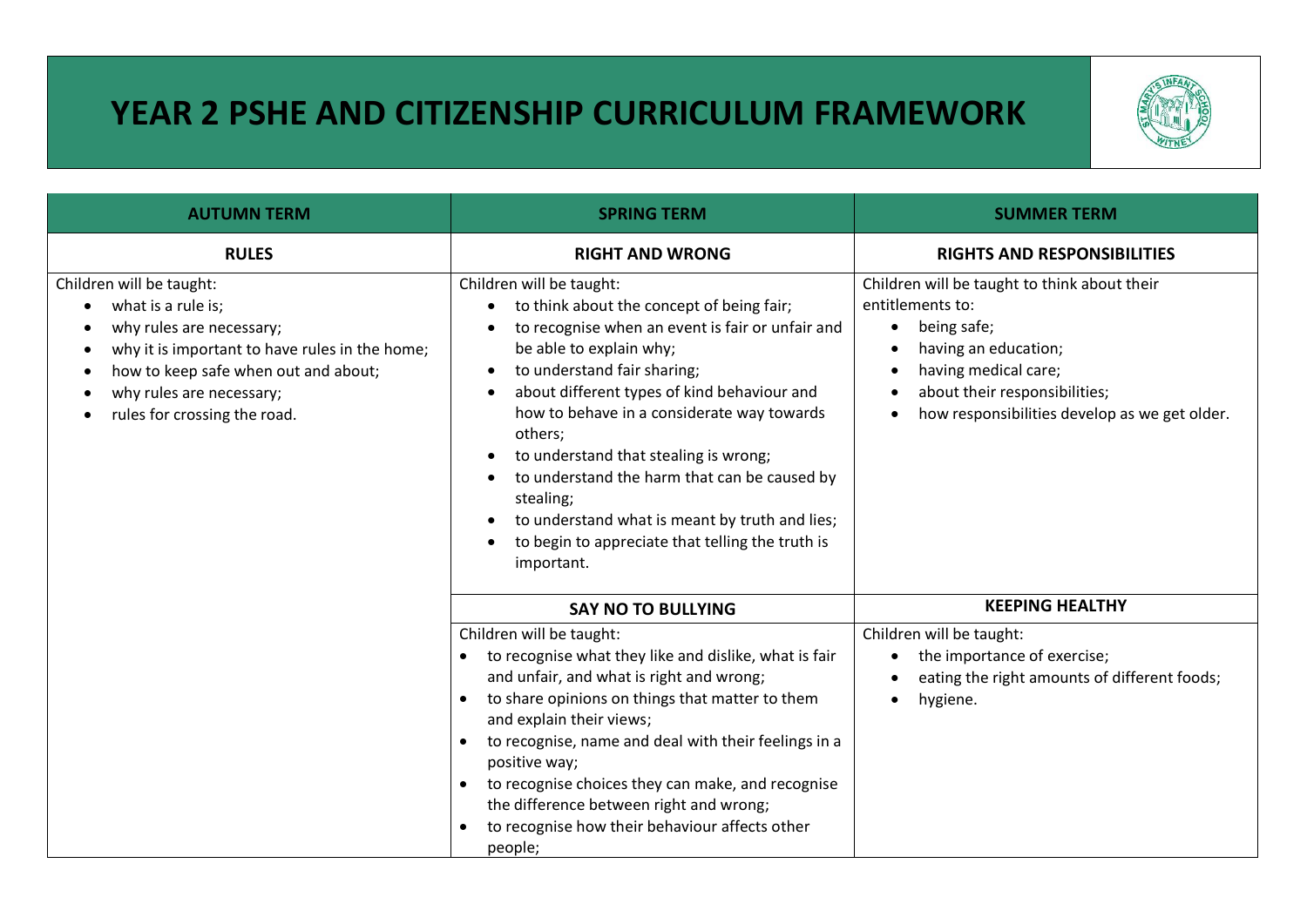# YEAR 2 PSHE AND CITIZENSHIP CURRICULUM FRAMEWORK

| AUTUMN TERM | SPRING TERM | SUMMER TERM |
|---|---|---|
| **RULES** | **RIGHT AND WRONG** | **RIGHTS AND RESPONSIBILITIES** |
| Children will be taught:<br>• what is a rule is;<br>• why rules are necessary;<br>• why it is important to have rules in the home;<br>• how to keep safe when out and about;<br>• why rules are necessary;<br>• rules for crossing the road. | Children will be taught:<br>• to think about the concept of being fair;<br>• to recognise when an event is fair or unfair and be able to explain why;<br>• to understand fair sharing;<br>• about different types of kind behaviour and how to behave in a considerate way towards others;<br>• to understand that stealing is wrong;<br>• to understand the harm that can be caused by stealing;<br>• to understand what is meant by truth and lies;<br>• to begin to appreciate that telling the truth is important. | Children will be taught to think about their entitlements to:<br>• being safe;<br>• having an education;<br>• having medical care;<br>• about their responsibilities;<br>• how responsibilities develop as we get older. |
| | **SAY NO TO BULLYING** | **KEEPING HEALTHY** |
| | Children will be taught:<br>• to recognise what they like and dislike, what is fair and unfair, and what is right and wrong;<br>• to share opinions on things that matter to them and explain their views;<br>• to recognise, name and deal with their feelings in a positive way;<br>• to recognise choices they can make, and recognise the difference between right and wrong;<br>• to recognise how their behaviour affects other people; | Children will be taught:<br>• the importance of exercise;<br>• eating the right amounts of different foods;<br>• hygiene. |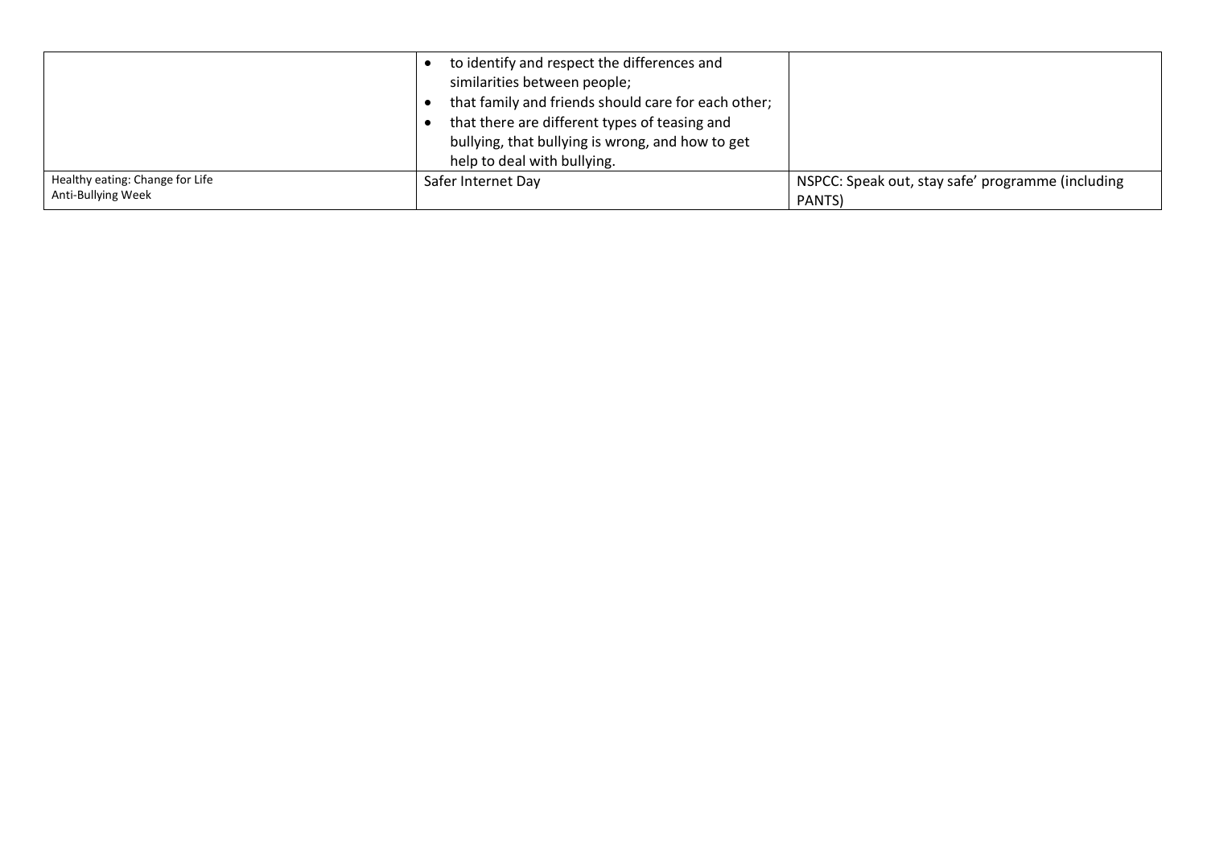| | | |
|---|---|---|
| | • to identify and respect the differences and similarities between people;<br>• that family and friends should care for each other;<br>• that there are different types of teasing and bullying, that bullying is wrong, and how to get help to deal with bullying. | |
| Healthy eating: Change for Life<br>Anti-Bullying Week | Safer Internet Day | NSPCC: Speak out, stay safe' programme (including PANTS) |